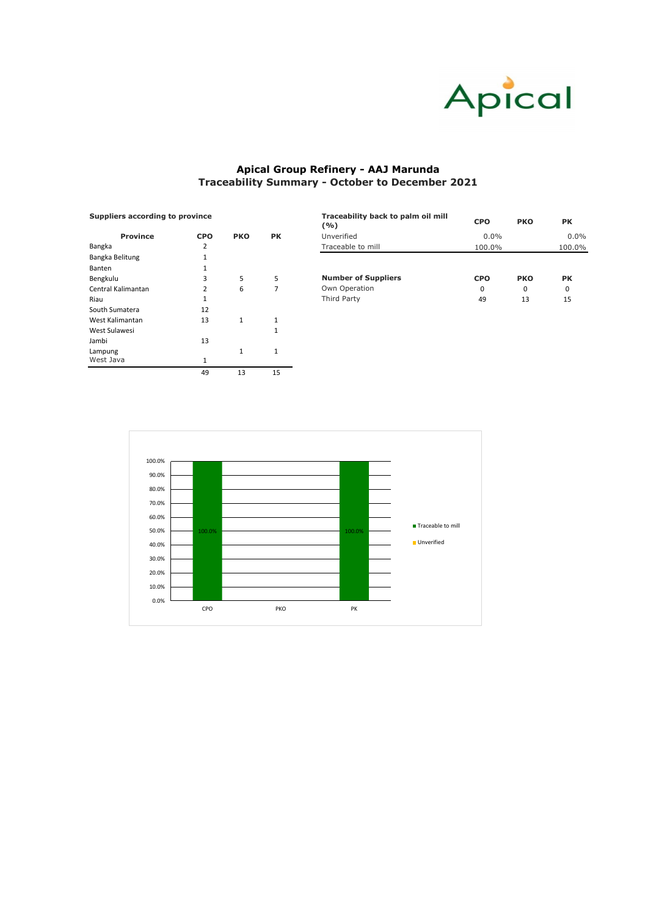Apical

# Apical Group Refinery - AAJ Marunda
## Traceability Summary - October to December 2021

**Suppliers according to province**

| Province | CPO | PKO | PK |
|---|---|---|---|
| Bangka | 2 | | |
| Bangka Belitung | 1 | | |
| Banten | 1 | | |
| Bengkulu | 3 | 5 | 5 |
| Central Kalimantan | 2 | 6 | 7 |
| Riau | 1 | | |
| South Sumatera | 12 | | |
| West Kalimantan | 13 | 1 | 1 |
| West Sulawesi | | | 1 |
| Jambi | 13 | | |
| Lampung | | 1 | 1 |
| West Java | 1 | | |
| | 49 | 13 | 15 |

| Traceability back to palm oil mill (%) | CPO | PKO | PK |
|---|---|---|---|
| Unverified | 0.0% | | 0.0% |
| Traceable to mill | 100.0% | | 100.0% |

| Number of Suppliers | CPO | PKO | PK |
|---|---|---|---|
| Own Operation | 0 | 0 | 0 |
| Third Party | 49 | 13 | 15 |

| | CPO | PKO | PK |
|---|---|---|---|
| Traceable to mill | 100.0% | | 100.0% |
| Unverified | | | |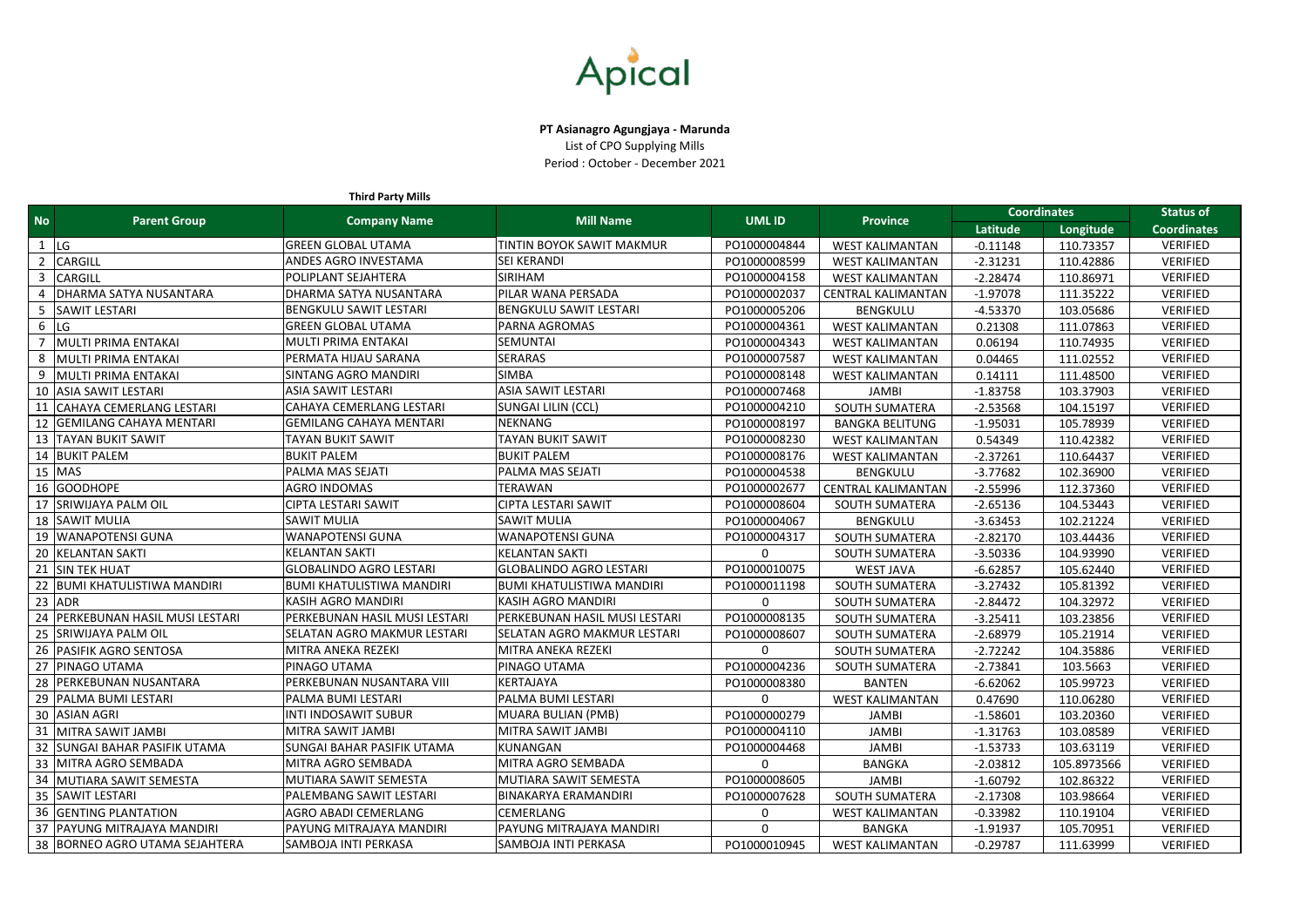Apical

**PT Asianagro Agungjaya - Marunda**

List of CPO Supplying Mills

Period : October - December 2021

**Third Party Mills**

| No | Parent Group | Company Name | Mill Name | UML ID | Province | Coordinates | | Status of Coordinates |
|---|---|---|---|---|---|---|---|---|
| | | | | | | Latitude | Longitude | |
| 1 | LG | GREEN GLOBAL UTAMA | TINTIN BOYOK SAWIT MAKMUR | PO1000004844 | WEST KALIMANTAN | -0.11148 | 110.73357 | VERIFIED |
| 2 | CARGILL | ANDES AGRO INVESTAMA | SEI KERANDI | PO1000008599 | WEST KALIMANTAN | -2.31231 | 110.42886 | VERIFIED |
| 3 | CARGILL | POLIPLANT SEJAHTERA | SIRIHAM | PO1000004158 | WEST KALIMANTAN | -2.28474 | 110.86971 | VERIFIED |
| 4 | DHARMA SATYA NUSANTARA | DHARMA SATYA NUSANTARA | PILAR WANA PERSADA | PO1000002037 | CENTRAL KALIMANTAN | -1.97078 | 111.35222 | VERIFIED |
| 5 | SAWIT LESTARI | BENGKULU SAWIT LESTARI | BENGKULU SAWIT LESTARI | PO1000005206 | BENGKULU | -4.53370 | 103.05686 | VERIFIED |
| 6 | LG | GREEN GLOBAL UTAMA | PARNA AGROMAS | PO1000004361 | WEST KALIMANTAN | 0.21308 | 111.07863 | VERIFIED |
| 7 | MULTI PRIMA ENTAKAI | MULTI PRIMA ENTAKAI | SEMUNTAI | PO1000004343 | WEST KALIMANTAN | 0.06194 | 110.74935 | VERIFIED |
| 8 | MULTI PRIMA ENTAKAI | PERMATA HIJAU SARANA | SERARAS | PO1000007587 | WEST KALIMANTAN | 0.04465 | 111.02552 | VERIFIED |
| 9 | MULTI PRIMA ENTAKAI | SINTANG AGRO MANDIRI | SIMBA | PO1000008148 | WEST KALIMANTAN | 0.14111 | 111.48500 | VERIFIED |
| 10 | ASIA SAWIT LESTARI | ASIA SAWIT LESTARI | ASIA SAWIT LESTARI | PO1000007468 | JAMBI | -1.83758 | 103.37903 | VERIFIED |
| 11 | CAHAYA CEMERLANG LESTARI | CAHAYA CEMERLANG LESTARI | SUNGAI LILIN (CCL) | PO1000004210 | SOUTH SUMATERA | -2.53568 | 104.15197 | VERIFIED |
| 12 | GEMILANG CAHAYA MENTARI | GEMILANG CAHAYA MENTARI | NEKNANG | PO1000008197 | BANGKA BELITUNG | -1.95031 | 105.78939 | VERIFIED |
| 13 | TAYAN BUKIT SAWIT | TAYAN BUKIT SAWIT | TAYAN BUKIT SAWIT | PO1000008230 | WEST KALIMANTAN | 0.54349 | 110.42382 | VERIFIED |
| 14 | BUKIT PALEM | BUKIT PALEM | BUKIT PALEM | PO1000008176 | WEST KALIMANTAN | -2.37261 | 110.64437 | VERIFIED |
| 15 | MAS | PALMA MAS SEJATI | PALMA MAS SEJATI | PO1000004538 | BENGKULU | -3.77682 | 102.36900 | VERIFIED |
| 16 | GOODHOPE | AGRO INDOMAS | TERAWAN | PO1000002677 | CENTRAL KALIMANTAN | -2.55996 | 112.37360 | VERIFIED |
| 17 | SRIWIJAYA PALM OIL | CIPTA LESTARI SAWIT | CIPTA LESTARI SAWIT | PO1000008604 | SOUTH SUMATERA | -2.65136 | 104.53443 | VERIFIED |
| 18 | SAWIT MULIA | SAWIT MULIA | SAWIT MULIA | PO1000004067 | BENGKULU | -3.63453 | 102.21224 | VERIFIED |
| 19 | WANAPOTENSI GUNA | WANAPOTENSI GUNA | WANAPOTENSI GUNA | PO1000004317 | SOUTH SUMATERA | -2.82170 | 103.44436 | VERIFIED |
| 20 | KELANTAN SAKTI | KELANTAN SAKTI | KELANTAN SAKTI | 0 | SOUTH SUMATERA | -3.50336 | 104.93990 | VERIFIED |
| 21 | SIN TEK HUAT | GLOBALINDO AGRO LESTARI | GLOBALINDO AGRO LESTARI | PO1000010075 | WEST JAVA | -6.62857 | 105.62440 | VERIFIED |
| 22 | BUMI KHATULISTIWA MANDIRI | BUMI KHATULISTIWA MANDIRI | BUMI KHATULISTIWA MANDIRI | PO1000011198 | SOUTH SUMATERA | -3.27432 | 105.81392 | VERIFIED |
| 23 | ADR | KASIH AGRO MANDIRI | KASIH AGRO MANDIRI | 0 | SOUTH SUMATERA | -2.84472 | 104.32972 | VERIFIED |
| 24 | PERKEBUNAN HASIL MUSI LESTARI | PERKEBUNAN HASIL MUSI LESTARI | PERKEBUNAN HASIL MUSI LESTARI | PO1000008135 | SOUTH SUMATERA | -3.25411 | 103.23856 | VERIFIED |
| 25 | SRIWIJAYA PALM OIL | SELATAN AGRO MAKMUR LESTARI | SELATAN AGRO MAKMUR LESTARI | PO1000008607 | SOUTH SUMATERA | -2.68979 | 105.21914 | VERIFIED |
| 26 | PASIFIK AGRO SENTOSA | MITRA ANEKA REZEKI | MITRA ANEKA REZEKI | 0 | SOUTH SUMATERA | -2.72242 | 104.35886 | VERIFIED |
| 27 | PINAGO UTAMA | PINAGO UTAMA | PINAGO UTAMA | PO1000004236 | SOUTH SUMATERA | -2.73841 | 103.5663 | VERIFIED |
| 28 | PERKEBUNAN NUSANTARA | PERKEBUNAN NUSANTARA VIII | KERTAJAYA | PO1000008380 | BANTEN | -6.62062 | 105.99723 | VERIFIED |
| 29 | PALMA BUMI LESTARI | PALMA BUMI LESTARI | PALMA BUMI LESTARI | 0 | WEST KALIMANTAN | 0.47690 | 110.06280 | VERIFIED |
| 30 | ASIAN AGRI | INTI INDOSAWIT SUBUR | MUARA BULIAN (PMB) | PO1000000279 | JAMBI | -1.58601 | 103.20360 | VERIFIED |
| 31 | MITRA SAWIT JAMBI | MITRA SAWIT JAMBI | MITRA SAWIT JAMBI | PO1000004110 | JAMBI | -1.31763 | 103.08589 | VERIFIED |
| 32 | SUNGAI BAHAR PASIFIK UTAMA | SUNGAI BAHAR PASIFIK UTAMA | KUNANGAN | PO1000004468 | JAMBI | -1.53733 | 103.63119 | VERIFIED |
| 33 | MITRA AGRO SEMBADA | MITRA AGRO SEMBADA | MITRA AGRO SEMBADA | 0 | BANGKA | -2.03812 | 105.8973566 | VERIFIED |
| 34 | MUTIARA SAWIT SEMESTA | MUTIARA SAWIT SEMESTA | MUTIARA SAWIT SEMESTA | PO1000008605 | JAMBI | -1.60792 | 102.86322 | VERIFIED |
| 35 | SAWIT LESTARI | PALEMBANG SAWIT LESTARI | BINAKARYA ERAMANDIRI | PO1000007628 | SOUTH SUMATERA | -2.17308 | 103.98664 | VERIFIED |
| 36 | GENTING PLANTATION | AGRO ABADI CEMERLANG | CEMERLANG | 0 | WEST KALIMANTAN | -0.33982 | 110.19104 | VERIFIED |
| 37 | PAYUNG MITRAJAYA MANDIRI | PAYUNG MITRAJAYA MANDIRI | PAYUNG MITRAJAYA MANDIRI | 0 | BANGKA | -1.91937 | 105.70951 | VERIFIED |
| 38 | BORNEO AGRO UTAMA SEJAHTERA | SAMBOJA INTI PERKASA | SAMBOJA INTI PERKASA | PO1000010945 | WEST KALIMANTAN | -0.29787 | 111.63999 | VERIFIED |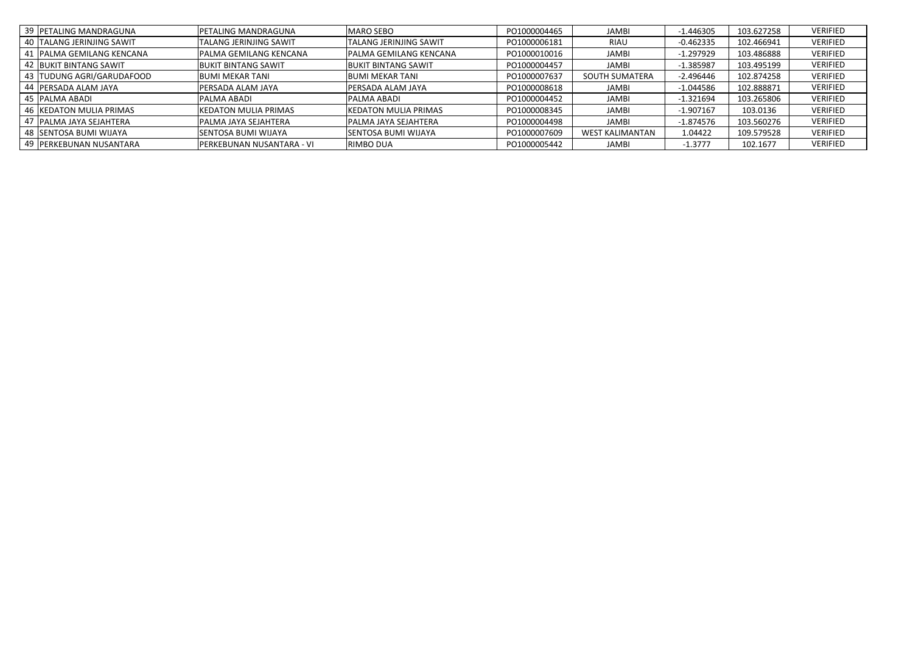| | | | | | | | | |
|---|---|---|---|---|---|---|---|---|
| 39 | PETALING MANDRAGUNA | PETALING MANDRAGUNA | MARO SEBO | PO1000004465 | JAMBI | -1.446305 | 103.627258 | VERIFIED |
| 40 | TALANG JERINJING SAWIT | TALANG JERINJING SAWIT | TALANG JERINJING SAWIT | PO1000006181 | RIAU | -0.462335 | 102.466941 | VERIFIED |
| 41 | PALMA GEMILANG KENCANA | PALMA GEMILANG KENCANA | PALMA GEMILANG KENCANA | PO1000010016 | JAMBI | -1.297929 | 103.486888 | VERIFIED |
| 42 | BUKIT BINTANG SAWIT | BUKIT BINTANG SAWIT | BUKIT BINTANG SAWIT | PO1000004457 | JAMBI | -1.385987 | 103.495199 | VERIFIED |
| 43 | TUDUNG AGRI/GARUDAFOOD | BUMI MEKAR TANI | BUMI MEKAR TANI | PO1000007637 | SOUTH SUMATERA | -2.496446 | 102.874258 | VERIFIED |
| 44 | PERSADA ALAM JAYA | PERSADA ALAM JAYA | PERSADA ALAM JAYA | PO1000008618 | JAMBI | -1.044586 | 102.888871 | VERIFIED |
| 45 | PALMA ABADI | PALMA ABADI | PALMA ABADI | PO1000004452 | JAMBI | -1.321694 | 103.265806 | VERIFIED |
| 46 | KEDATON MULIA PRIMAS | KEDATON MULIA PRIMAS | KEDATON MULIA PRIMAS | PO1000008345 | JAMBI | -1.907167 | 103.0136 | VERIFIED |
| 47 | PALMA JAYA SEJAHTERA | PALMA JAYA SEJAHTERA | PALMA JAYA SEJAHTERA | PO1000004498 | JAMBI | -1.874576 | 103.560276 | VERIFIED |
| 48 | SENTOSA BUMI WIJAYA | SENTOSA BUMI WIJAYA | SENTOSA BUMI WIJAYA | PO1000007609 | WEST KALIMANTAN | 1.04422 | 109.579528 | VERIFIED |
| 49 | PERKEBUNAN NUSANTARA | PERKEBUNAN NUSANTARA - VI | RIMBO DUA | PO1000005442 | JAMBI | -1.3777 | 102.1677 | VERIFIED |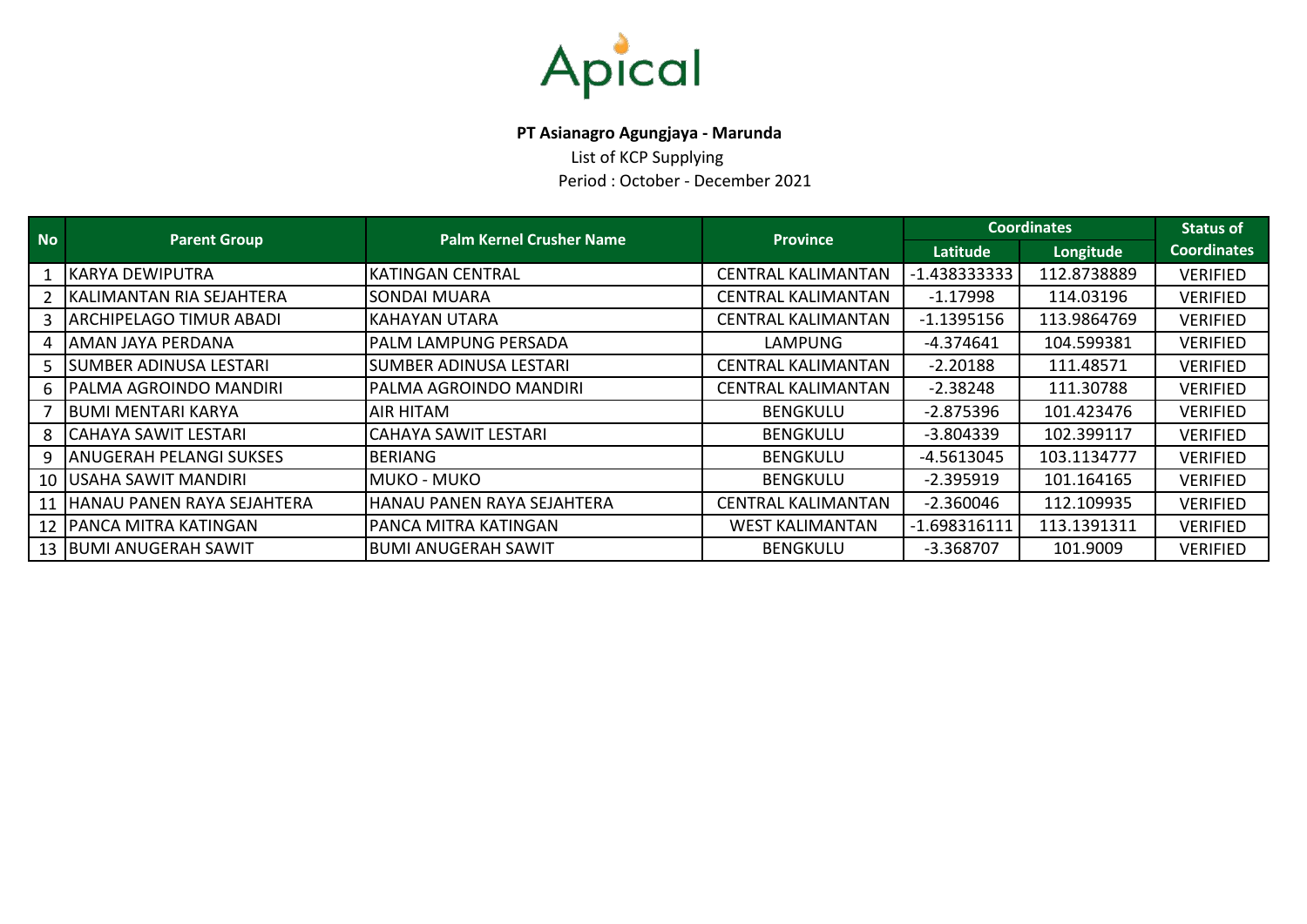Apical

**PT Asianagro Agungjaya - Marunda**

List of KCP Supplying

Period : October - December 2021

| No | Parent Group | Palm Kernel Crusher Name | Province | Coordinates | | Status of Coordinates |
|---|---|---|---|---|---|---|
| | | | | Latitude | Longitude | |
| 1 | KARYA DEWIPUTRA | KATINGAN CENTRAL | CENTRAL KALIMANTAN | -1.438333333 | 112.8738889 | VERIFIED |
| 2 | KALIMANTAN RIA SEJAHTERA | SONDAI MUARA | CENTRAL KALIMANTAN | -1.17998 | 114.03196 | VERIFIED |
| 3 | ARCHIPELAGO TIMUR ABADI | KAHAYAN UTARA | CENTRAL KALIMANTAN | -1.1395156 | 113.9864769 | VERIFIED |
| 4 | AMAN JAYA PERDANA | PALM LAMPUNG PERSADA | LAMPUNG | -4.374641 | 104.599381 | VERIFIED |
| 5 | SUMBER ADINUSA LESTARI | SUMBER ADINUSA LESTARI | CENTRAL KALIMANTAN | -2.20188 | 111.48571 | VERIFIED |
| 6 | PALMA AGROINDO MANDIRI | PALMA AGROINDO MANDIRI | CENTRAL KALIMANTAN | -2.38248 | 111.30788 | VERIFIED |
| 7 | BUMI MENTARI KARYA | AIR HITAM | BENGKULU | -2.875396 | 101.423476 | VERIFIED |
| 8 | CAHAYA SAWIT LESTARI | CAHAYA SAWIT LESTARI | BENGKULU | -3.804339 | 102.399117 | VERIFIED |
| 9 | ANUGERAH PELANGI SUKSES | BERIANG | BENGKULU | -4.5613045 | 103.1134777 | VERIFIED |
| 10 | USAHA SAWIT MANDIRI | MUKO - MUKO | BENGKULU | -2.395919 | 101.164165 | VERIFIED |
| 11 | HANAU PANEN RAYA SEJAHTERA | HANAU PANEN RAYA SEJAHTERA | CENTRAL KALIMANTAN | -2.360046 | 112.109935 | VERIFIED |
| 12 | PANCA MITRA KATINGAN | PANCA MITRA KATINGAN | WEST KALIMANTAN | -1.698316111 | 113.1391311 | VERIFIED |
| 13 | BUMI ANUGERAH SAWIT | BUMI ANUGERAH SAWIT | BENGKULU | -3.368707 | 101.9009 | VERIFIED |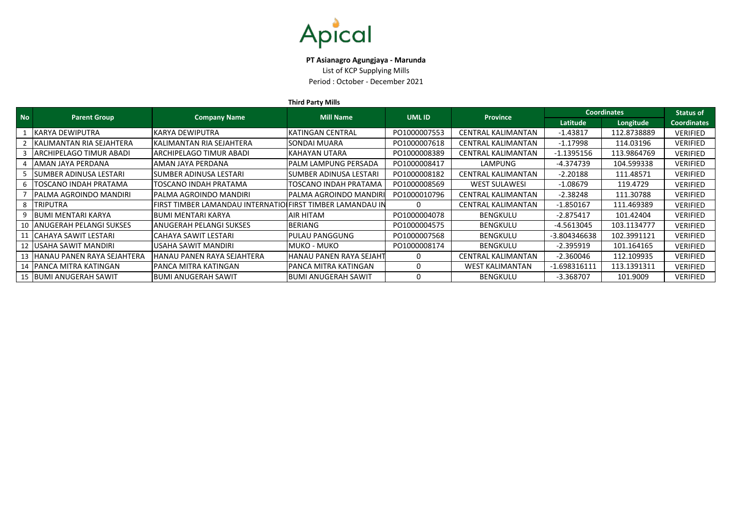Apical

**PT Asianagro Agungjaya - Marunda**

List of KCP Supplying Mills

Period : October - December 2021

**Third Party Mills**

| No | Parent Group | Company Name | Mill Name | UML ID | Province | Coordinates | | Status of Coordinates |
|---|---|---|---|---|---|---|---|---|
| | | | | | | Latitude | Longitude | |
| 1 | KARYA DEWIPUTRA | KARYA DEWIPUTRA | KATINGAN CENTRAL | PO1000007553 | CENTRAL KALIMANTAN | -1.43817 | 112.8738889 | VERIFIED |
| 2 | KALIMANTAN RIA SEJAHTERA | KALIMANTAN RIA SEJAHTERA | SONDAI MUARA | PO1000007618 | CENTRAL KALIMANTAN | -1.17998 | 114.03196 | VERIFIED |
| 3 | ARCHIPELAGO TIMUR ABADI | ARCHIPELAGO TIMUR ABADI | KAHAYAN UTARA | PO1000008389 | CENTRAL KALIMANTAN | -1.1395156 | 113.9864769 | VERIFIED |
| 4 | AMAN JAYA PERDANA | AMAN JAYA PERDANA | PALM LAMPUNG PERSADA | PO1000008417 | LAMPUNG | -4.374739 | 104.599338 | VERIFIED |
| 5 | SUMBER ADINUSA LESTARI | SUMBER ADINUSA LESTARI | SUMBER ADINUSA LESTARI | PO1000008182 | CENTRAL KALIMANTAN | -2.20188 | 111.48571 | VERIFIED |
| 6 | TOSCANO INDAH PRATAMA | TOSCANO INDAH PRATAMA | TOSCANO INDAH PRATAMA | PO1000008569 | WEST SULAWESI | -1.08679 | 119.4729 | VERIFIED |
| 7 | PALMA AGROINDO MANDIRI | PALMA AGROINDO MANDIRI | PALMA AGROINDO MANDIRI | PO1000010796 | CENTRAL KALIMANTAN | -2.38248 | 111.30788 | VERIFIED |
| 8 | TRIPUTRA | FIRST TIMBER LAMANDAU INTERNATIO | FIRST TIMBER LAMANDAU IN | 0 | CENTRAL KALIMANTAN | -1.850167 | 111.469389 | VERIFIED |
| 9 | BUMI MENTARI KARYA | BUMI MENTARI KARYA | AIR HITAM | PO1000004078 | BENGKULU | -2.875417 | 101.42404 | VERIFIED |
| 10 | ANUGERAH PELANGI SUKSES | ANUGERAH PELANGI SUKSES | BERIANG | PO1000004575 | BENGKULU | -4.5613045 | 103.1134777 | VERIFIED |
| 11 | CAHAYA SAWIT LESTARI | CAHAYA SAWIT LESTARI | PULAU PANGGUNG | PO1000007568 | BENGKULU | -3.804346638 | 102.3991121 | VERIFIED |
| 12 | USAHA SAWIT MANDIRI | USAHA SAWIT MANDIRI | MUKO - MUKO | PO1000008174 | BENGKULU | -2.395919 | 101.164165 | VERIFIED |
| 13 | HANAU PANEN RAYA SEJAHTERA | HANAU PANEN RAYA SEJAHTERA | HANAU PANEN RAYA SEJAHT | 0 | CENTRAL KALIMANTAN | -2.360046 | 112.109935 | VERIFIED |
| 14 | PANCA MITRA KATINGAN | PANCA MITRA KATINGAN | PANCA MITRA KATINGAN | 0 | WEST KALIMANTAN | -1.698316111 | 113.1391311 | VERIFIED |
| 15 | BUMI ANUGERAH SAWIT | BUMI ANUGERAH SAWIT | BUMI ANUGERAH SAWIT | 0 | BENGKULU | -3.368707 | 101.9009 | VERIFIED |